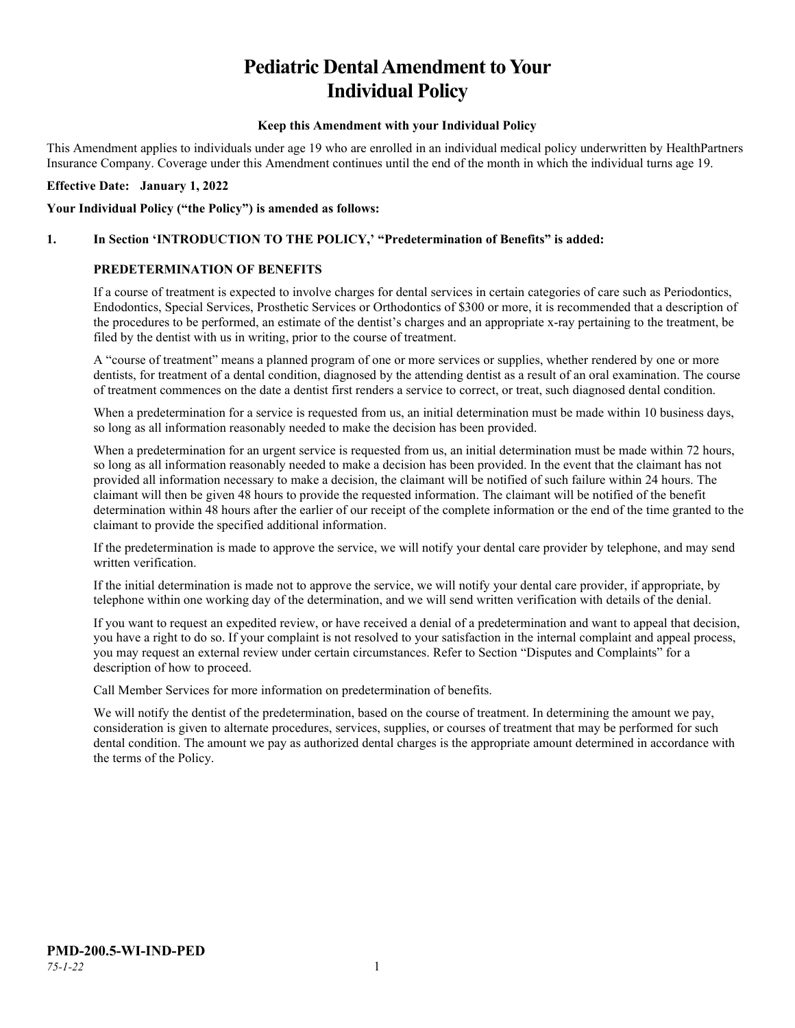# Pediatric Dental Amendment to Your Individual Policy

**Keep this Amendment with your Individual Policy**

This Amendment applies to individuals under age 19 who are enrolled in an individual medical policy underwritten by HealthPartners Insurance Company. Coverage under this Amendment continues until the end of the month in which the individual turns age 19.

**Effective Date: January 1, 2022**

**Your Individual Policy ("the Policy") is amended as follows:**

**1. In Section 'INTRODUCTION TO THE POLICY,' "Predetermination of Benefits" is added:**

**PREDETERMINATION OF BENEFITS**

If a course of treatment is expected to involve charges for dental services in certain categories of care such as Periodontics, Endodontics, Special Services, Prosthetic Services or Orthodontics of $300 or more, it is recommended that a description of the procedures to be performed, an estimate of the dentist's charges and an appropriate x-ray pertaining to the treatment, be filed by the dentist with us in writing, prior to the course of treatment.

A "course of treatment" means a planned program of one or more services or supplies, whether rendered by one or more dentists, for treatment of a dental condition, diagnosed by the attending dentist as a result of an oral examination. The course of treatment commences on the date a dentist first renders a service to correct, or treat, such diagnosed dental condition.

When a predetermination for a service is requested from us, an initial determination must be made within 10 business days, so long as all information reasonably needed to make the decision has been provided.

When a predetermination for an urgent service is requested from us, an initial determination must be made within 72 hours, so long as all information reasonably needed to make a decision has been provided. In the event that the claimant has not provided all information necessary to make a decision, the claimant will be notified of such failure within 24 hours. The claimant will then be given 48 hours to provide the requested information. The claimant will be notified of the benefit determination within 48 hours after the earlier of our receipt of the complete information or the end of the time granted to the claimant to provide the specified additional information.

If the predetermination is made to approve the service, we will notify your dental care provider by telephone, and may send written verification.

If the initial determination is made not to approve the service, we will notify your dental care provider, if appropriate, by telephone within one working day of the determination, and we will send written verification with details of the denial.

If you want to request an expedited review, or have received a denial of a predetermination and want to appeal that decision, you have a right to do so. If your complaint is not resolved to your satisfaction in the internal complaint and appeal process, you may request an external review under certain circumstances. Refer to Section "Disputes and Complaints" for a description of how to proceed.

Call Member Services for more information on predetermination of benefits.

We will notify the dentist of the predetermination, based on the course of treatment. In determining the amount we pay, consideration is given to alternate procedures, services, supplies, or courses of treatment that may be performed for such dental condition. The amount we pay as authorized dental charges is the appropriate amount determined in accordance with the terms of the Policy.

**PMD-200.5-WI-IND-PED**

*75-1-22*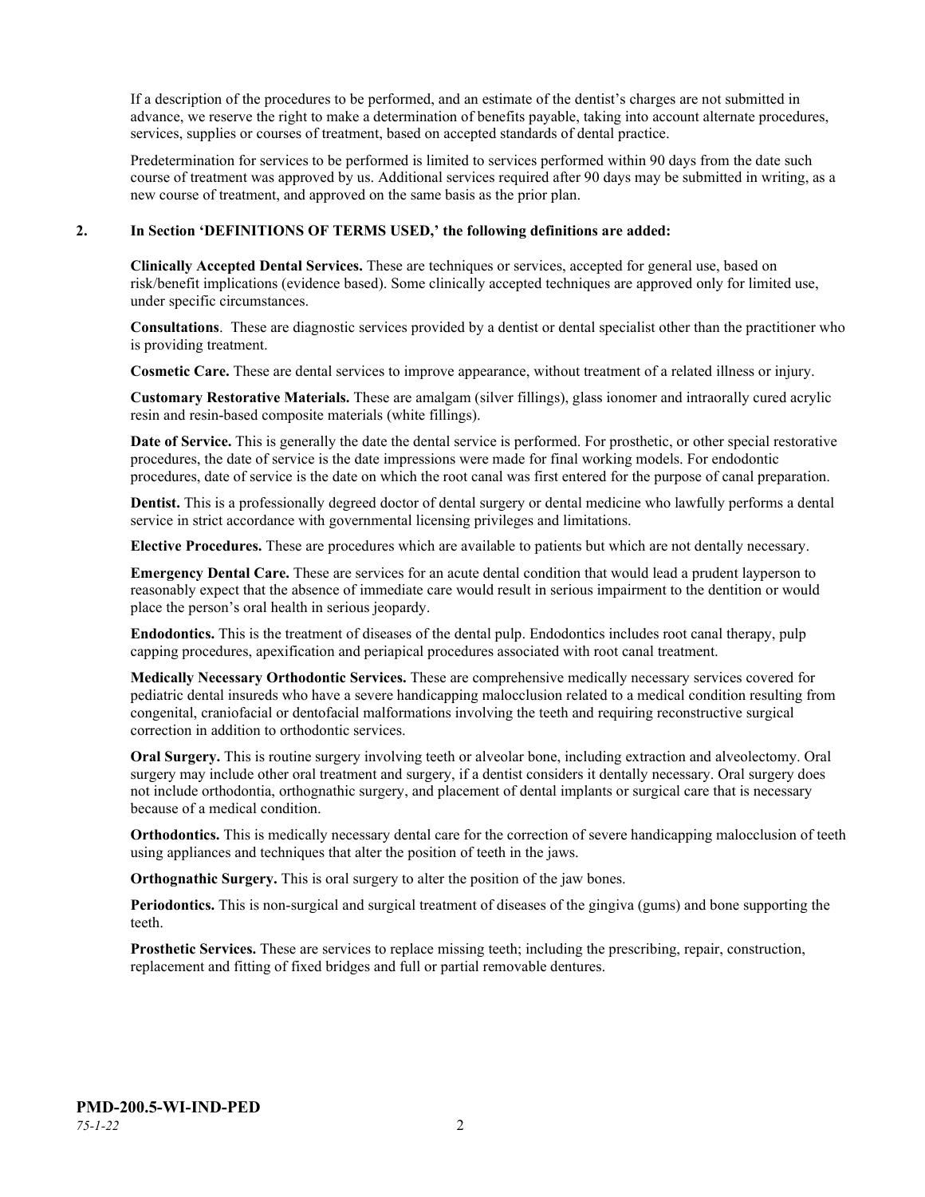If a description of the procedures to be performed, and an estimate of the dentist's charges are not submitted in advance, we reserve the right to make a determination of benefits payable, taking into account alternate procedures, services, supplies or courses of treatment, based on accepted standards of dental practice.

Predetermination for services to be performed is limited to services performed within 90 days from the date such course of treatment was approved by us. Additional services required after 90 days may be submitted in writing, as a new course of treatment, and approved on the same basis as the prior plan.

**2. In Section 'DEFINITIONS OF TERMS USED,' the following definitions are added:**

**Clinically Accepted Dental Services.** These are techniques or services, accepted for general use, based on risk/benefit implications (evidence based). Some clinically accepted techniques are approved only for limited use, under specific circumstances.

**Consultations**. These are diagnostic services provided by a dentist or dental specialist other than the practitioner who is providing treatment.

**Cosmetic Care.** These are dental services to improve appearance, without treatment of a related illness or injury.

**Customary Restorative Materials.** These are amalgam (silver fillings), glass ionomer and intraorally cured acrylic resin and resin-based composite materials (white fillings).

**Date of Service.** This is generally the date the dental service is performed. For prosthetic, or other special restorative procedures, the date of service is the date impressions were made for final working models. For endodontic procedures, date of service is the date on which the root canal was first entered for the purpose of canal preparation.

**Dentist.** This is a professionally degreed doctor of dental surgery or dental medicine who lawfully performs a dental service in strict accordance with governmental licensing privileges and limitations.

**Elective Procedures.** These are procedures which are available to patients but which are not dentally necessary.

**Emergency Dental Care.** These are services for an acute dental condition that would lead a prudent layperson to reasonably expect that the absence of immediate care would result in serious impairment to the dentition or would place the person's oral health in serious jeopardy.

**Endodontics.** This is the treatment of diseases of the dental pulp. Endodontics includes root canal therapy, pulp capping procedures, apexification and periapical procedures associated with root canal treatment.

**Medically Necessary Orthodontic Services.** These are comprehensive medically necessary services covered for pediatric dental insureds who have a severe handicapping malocclusion related to a medical condition resulting from congenital, craniofacial or dentofacial malformations involving the teeth and requiring reconstructive surgical correction in addition to orthodontic services.

**Oral Surgery.** This is routine surgery involving teeth or alveolar bone, including extraction and alveolectomy. Oral surgery may include other oral treatment and surgery, if a dentist considers it dentally necessary. Oral surgery does not include orthodontia, orthognathic surgery, and placement of dental implants or surgical care that is necessary because of a medical condition.

**Orthodontics.** This is medically necessary dental care for the correction of severe handicapping malocclusion of teeth using appliances and techniques that alter the position of teeth in the jaws.

**Orthognathic Surgery.** This is oral surgery to alter the position of the jaw bones.

**Periodontics.** This is non-surgical and surgical treatment of diseases of the gingiva (gums) and bone supporting the teeth.

**Prosthetic Services.** These are services to replace missing teeth; including the prescribing, repair, construction, replacement and fitting of fixed bridges and full or partial removable dentures.

**PMD-200.5-WI-IND-PED**
*75-1-22*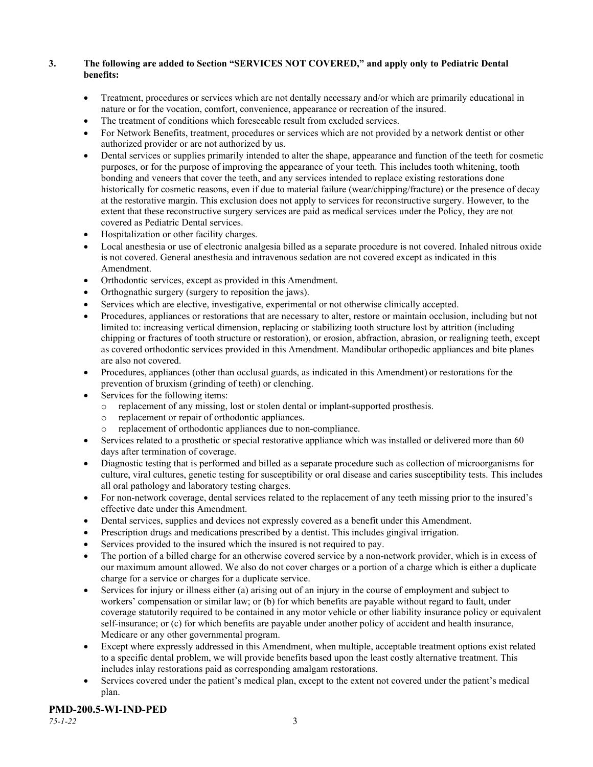**3. The following are added to Section "SERVICES NOT COVERED," and apply only to Pediatric Dental benefits:**

- Treatment, procedures or services which are not dentally necessary and/or which are primarily educational in nature or for the vocation, comfort, convenience, appearance or recreation of the insured.
- The treatment of conditions which foreseeable result from excluded services.
- For Network Benefits, treatment, procedures or services which are not provided by a network dentist or other authorized provider or are not authorized by us.
- Dental services or supplies primarily intended to alter the shape, appearance and function of the teeth for cosmetic purposes, or for the purpose of improving the appearance of your teeth. This includes tooth whitening, tooth bonding and veneers that cover the teeth, and any services intended to replace existing restorations done historically for cosmetic reasons, even if due to material failure (wear/chipping/fracture) or the presence of decay at the restorative margin. This exclusion does not apply to services for reconstructive surgery. However, to the extent that these reconstructive surgery services are paid as medical services under the Policy, they are not covered as Pediatric Dental services.
- Hospitalization or other facility charges.
- Local anesthesia or use of electronic analgesia billed as a separate procedure is not covered. Inhaled nitrous oxide is not covered. General anesthesia and intravenous sedation are not covered except as indicated in this Amendment.
- Orthodontic services, except as provided in this Amendment.
- Orthognathic surgery (surgery to reposition the jaws).
- Services which are elective, investigative, experimental or not otherwise clinically accepted.
- Procedures, appliances or restorations that are necessary to alter, restore or maintain occlusion, including but not limited to: increasing vertical dimension, replacing or stabilizing tooth structure lost by attrition (including chipping or fractures of tooth structure or restoration), or erosion, abfraction, abrasion, or realigning teeth, except as covered orthodontic services provided in this Amendment. Mandibular orthopedic appliances and bite planes are also not covered.
- Procedures, appliances (other than occlusal guards, as indicated in this Amendment) or restorations for the prevention of bruxism (grinding of teeth) or clenching.
- Services for the following items:
  - replacement of any missing, lost or stolen dental or implant-supported prosthesis.
  - replacement or repair of orthodontic appliances.
  - replacement of orthodontic appliances due to non-compliance.
- Services related to a prosthetic or special restorative appliance which was installed or delivered more than 60 days after termination of coverage.
- Diagnostic testing that is performed and billed as a separate procedure such as collection of microorganisms for culture, viral cultures, genetic testing for susceptibility or oral disease and caries susceptibility tests. This includes all oral pathology and laboratory testing charges.
- For non-network coverage, dental services related to the replacement of any teeth missing prior to the insured's effective date under this Amendment.
- Dental services, supplies and devices not expressly covered as a benefit under this Amendment.
- Prescription drugs and medications prescribed by a dentist. This includes gingival irrigation.
- Services provided to the insured which the insured is not required to pay.
- The portion of a billed charge for an otherwise covered service by a non-network provider, which is in excess of our maximum amount allowed. We also do not cover charges or a portion of a charge which is either a duplicate charge for a service or charges for a duplicate service.
- Services for injury or illness either (a) arising out of an injury in the course of employment and subject to workers' compensation or similar law; or (b) for which benefits are payable without regard to fault, under coverage statutorily required to be contained in any motor vehicle or other liability insurance policy or equivalent self-insurance; or (c) for which benefits are payable under another policy of accident and health insurance, Medicare or any other governmental program.
- Except where expressly addressed in this Amendment, when multiple, acceptable treatment options exist related to a specific dental problem, we will provide benefits based upon the least costly alternative treatment. This includes inlay restorations paid as corresponding amalgam restorations.
- Services covered under the patient's medical plan, except to the extent not covered under the patient's medical plan.

**PMD-200.5-WI-IND-PED**
*75-1-22*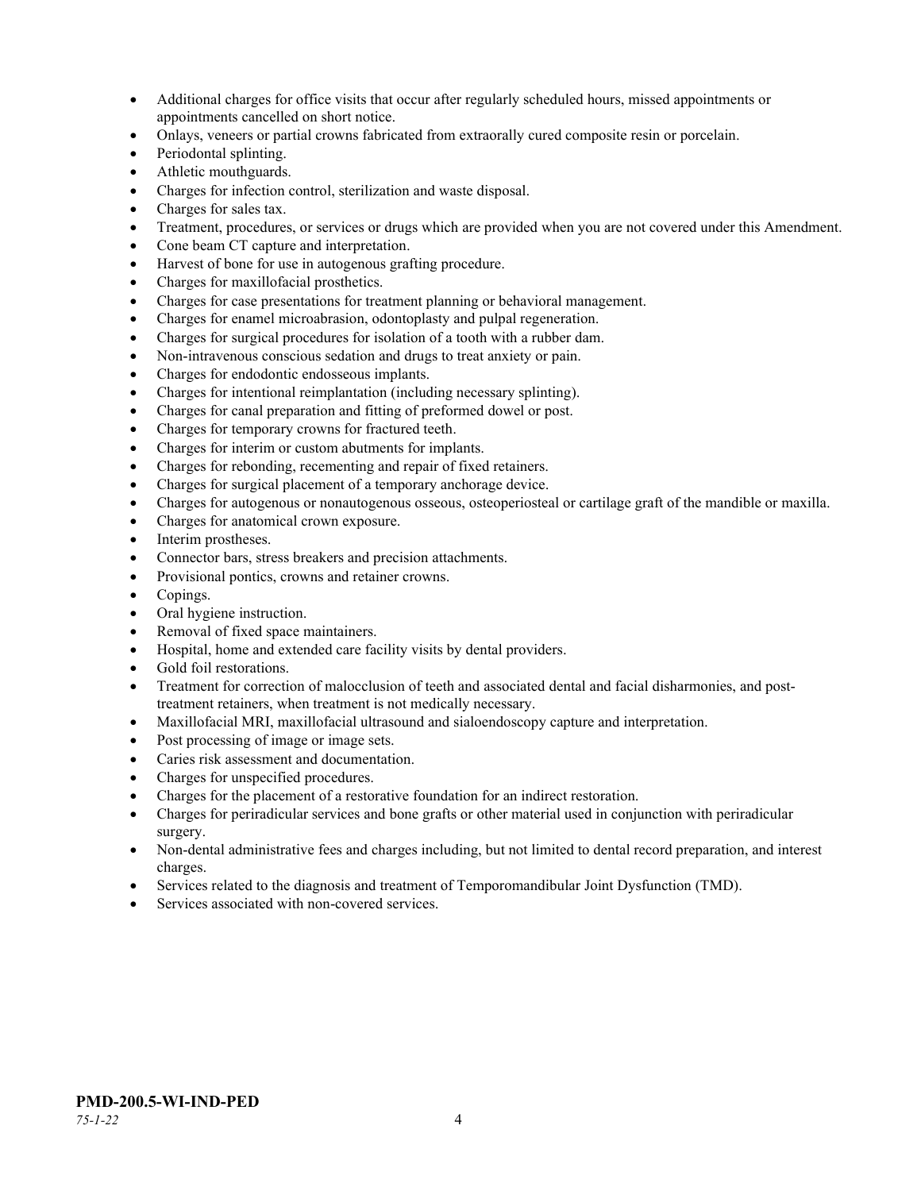- Additional charges for office visits that occur after regularly scheduled hours, missed appointments or appointments cancelled on short notice.
- Onlays, veneers or partial crowns fabricated from extraorally cured composite resin or porcelain.
- Periodontal splinting.
- Athletic mouthguards.
- Charges for infection control, sterilization and waste disposal.
- Charges for sales tax.
- Treatment, procedures, or services or drugs which are provided when you are not covered under this Amendment.
- Cone beam CT capture and interpretation.
- Harvest of bone for use in autogenous grafting procedure.
- Charges for maxillofacial prosthetics.
- Charges for case presentations for treatment planning or behavioral management.
- Charges for enamel microabrasion, odontoplasty and pulpal regeneration.
- Charges for surgical procedures for isolation of a tooth with a rubber dam.
- Non-intravenous conscious sedation and drugs to treat anxiety or pain.
- Charges for endodontic endosseous implants.
- Charges for intentional reimplantation (including necessary splinting).
- Charges for canal preparation and fitting of preformed dowel or post.
- Charges for temporary crowns for fractured teeth.
- Charges for interim or custom abutments for implants.
- Charges for rebonding, recementing and repair of fixed retainers.
- Charges for surgical placement of a temporary anchorage device.
- Charges for autogenous or nonautogenous osseous, osteoperiosteal or cartilage graft of the mandible or maxilla.
- Charges for anatomical crown exposure.
- Interim prostheses.
- Connector bars, stress breakers and precision attachments.
- Provisional pontics, crowns and retainer crowns.
- Copings.
- Oral hygiene instruction.
- Removal of fixed space maintainers.
- Hospital, home and extended care facility visits by dental providers.
- Gold foil restorations.
- Treatment for correction of malocclusion of teeth and associated dental and facial disharmonies, and post-treatment retainers, when treatment is not medically necessary.
- Maxillofacial MRI, maxillofacial ultrasound and sialoendoscopy capture and interpretation.
- Post processing of image or image sets.
- Caries risk assessment and documentation.
- Charges for unspecified procedures.
- Charges for the placement of a restorative foundation for an indirect restoration.
- Charges for periradicular services and bone grafts or other material used in conjunction with periradicular surgery.
- Non-dental administrative fees and charges including, but not limited to dental record preparation, and interest charges.
- Services related to the diagnosis and treatment of Temporomandibular Joint Dysfunction (TMD).
- Services associated with non-covered services.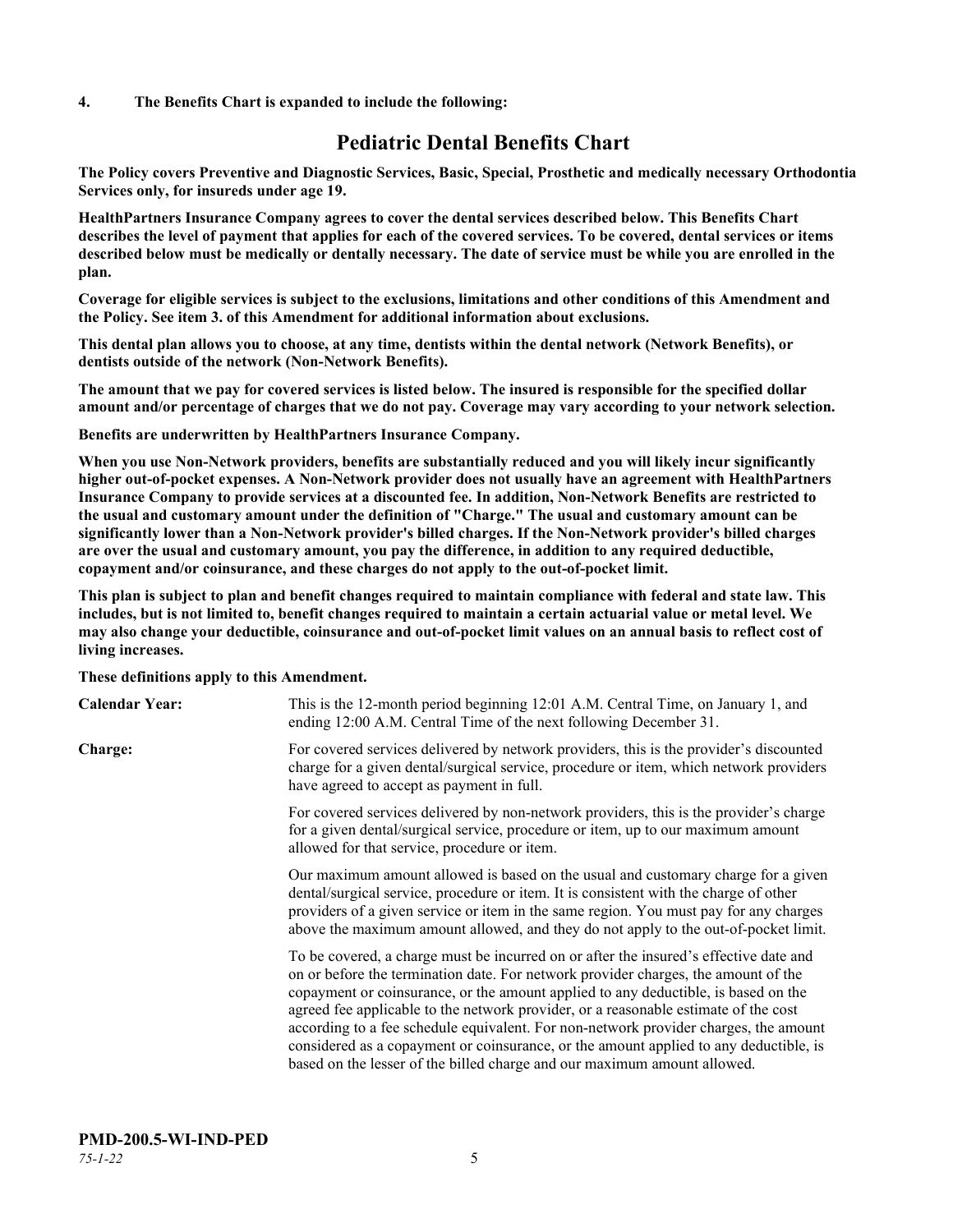**4. The Benefits Chart is expanded to include the following:**

# Pediatric Dental Benefits Chart

**The Policy covers Preventive and Diagnostic Services, Basic, Special, Prosthetic and medically necessary Orthodontia Services only, for insureds under age 19.**

**HealthPartners Insurance Company agrees to cover the dental services described below. This Benefits Chart describes the level of payment that applies for each of the covered services. To be covered, dental services or items described below must be medically or dentally necessary. The date of service must be while you are enrolled in the plan.**

**Coverage for eligible services is subject to the exclusions, limitations and other conditions of this Amendment and the Policy. See item 3. of this Amendment for additional information about exclusions.**

**This dental plan allows you to choose, at any time, dentists within the dental network (Network Benefits), or dentists outside of the network (Non-Network Benefits).**

**The amount that we pay for covered services is listed below. The insured is responsible for the specified dollar amount and/or percentage of charges that we do not pay. Coverage may vary according to your network selection.**

**Benefits are underwritten by HealthPartners Insurance Company.**

**When you use Non-Network providers, benefits are substantially reduced and you will likely incur significantly higher out-of-pocket expenses. A Non-Network provider does not usually have an agreement with HealthPartners Insurance Company to provide services at a discounted fee. In addition, Non-Network Benefits are restricted to the usual and customary amount under the definition of "Charge." The usual and customary amount can be significantly lower than a Non-Network provider's billed charges. If the Non-Network provider's billed charges are over the usual and customary amount, you pay the difference, in addition to any required deductible, copayment and/or coinsurance, and these charges do not apply to the out-of-pocket limit.**

**This plan is subject to plan and benefit changes required to maintain compliance with federal and state law. This includes, but is not limited to, benefit changes required to maintain a certain actuarial value or metal level. We may also change your deductible, coinsurance and out-of-pocket limit values on an annual basis to reflect cost of living increases.**

**These definitions apply to this Amendment.**

**Calendar Year:** This is the 12-month period beginning 12:01 A.M. Central Time, on January 1, and ending 12:00 A.M. Central Time of the next following December 31.

**Charge:** For covered services delivered by network providers, this is the provider's discounted charge for a given dental/surgical service, procedure or item, which network providers have agreed to accept as payment in full.

For covered services delivered by non-network providers, this is the provider's charge for a given dental/surgical service, procedure or item, up to our maximum amount allowed for that service, procedure or item.

Our maximum amount allowed is based on the usual and customary charge for a given dental/surgical service, procedure or item. It is consistent with the charge of other providers of a given service or item in the same region. You must pay for any charges above the maximum amount allowed, and they do not apply to the out-of-pocket limit.

To be covered, a charge must be incurred on or after the insured's effective date and on or before the termination date. For network provider charges, the amount of the copayment or coinsurance, or the amount applied to any deductible, is based on the agreed fee applicable to the network provider, or a reasonable estimate of the cost according to a fee schedule equivalent. For non-network provider charges, the amount considered as a copayment or coinsurance, or the amount applied to any deductible, is based on the lesser of the billed charge and our maximum amount allowed.

**PMD-200.5-WI-IND-PED**
*75-1-22*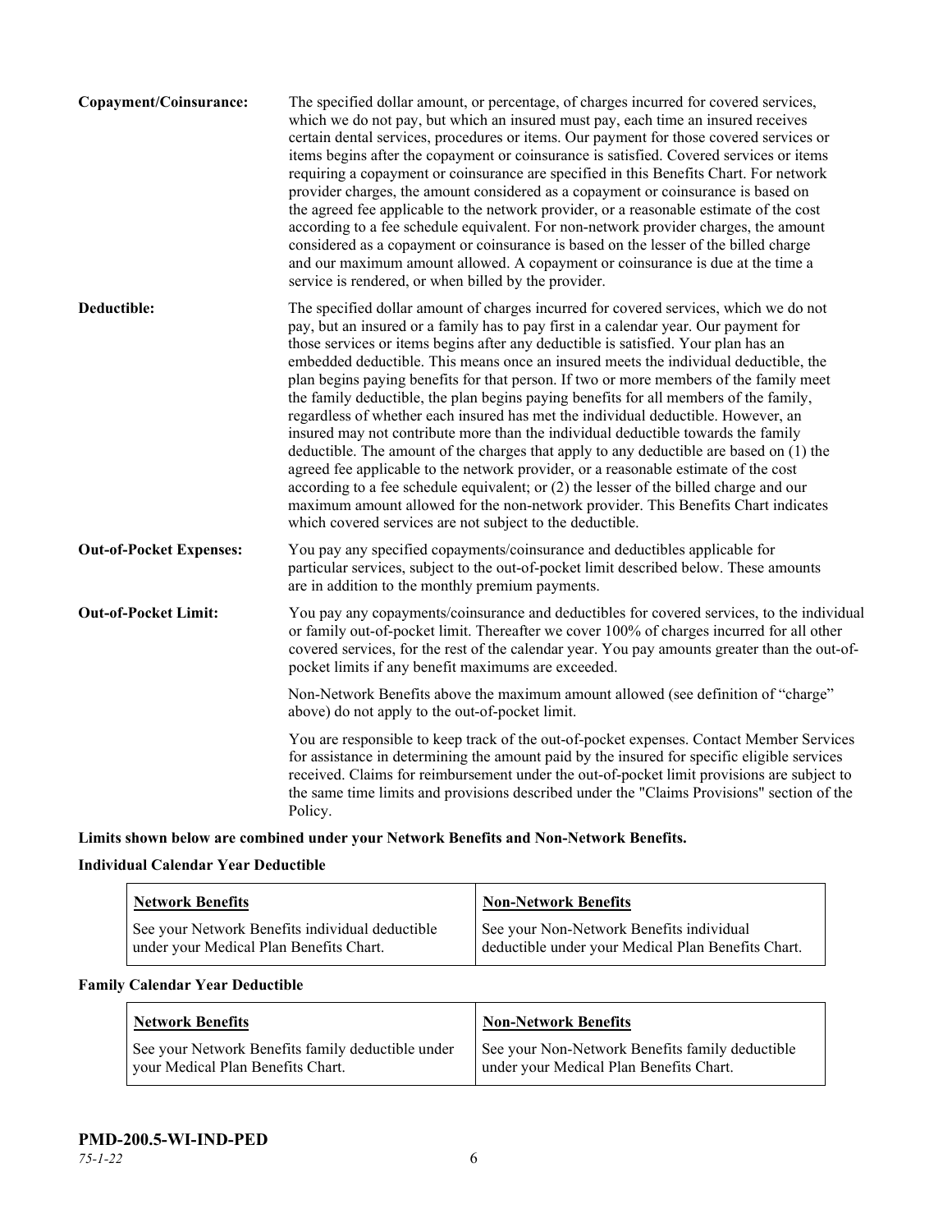**Copayment/Coinsurance:** The specified dollar amount, or percentage, of charges incurred for covered services, which we do not pay, but which an insured must pay, each time an insured receives certain dental services, procedures or items. Our payment for those covered services or items begins after the copayment or coinsurance is satisfied. Covered services or items requiring a copayment or coinsurance are specified in this Benefits Chart. For network provider charges, the amount considered as a copayment or coinsurance is based on the agreed fee applicable to the network provider, or a reasonable estimate of the cost according to a fee schedule equivalent. For non-network provider charges, the amount considered as a copayment or coinsurance is based on the lesser of the billed charge and our maximum amount allowed. A copayment or coinsurance is due at the time a service is rendered, or when billed by the provider.

**Deductible:** The specified dollar amount of charges incurred for covered services, which we do not pay, but an insured or a family has to pay first in a calendar year. Our payment for those services or items begins after any deductible is satisfied. Your plan has an embedded deductible. This means once an insured meets the individual deductible, the plan begins paying benefits for that person. If two or more members of the family meet the family deductible, the plan begins paying benefits for all members of the family, regardless of whether each insured has met the individual deductible. However, an insured may not contribute more than the individual deductible towards the family deductible. The amount of the charges that apply to any deductible are based on (1) the agreed fee applicable to the network provider, or a reasonable estimate of the cost according to a fee schedule equivalent; or (2) the lesser of the billed charge and our maximum amount allowed for the non-network provider. This Benefits Chart indicates which covered services are not subject to the deductible.

**Out-of-Pocket Expenses:** You pay any specified copayments/coinsurance and deductibles applicable for particular services, subject to the out-of-pocket limit described below. These amounts are in addition to the monthly premium payments.

**Out-of-Pocket Limit:** You pay any copayments/coinsurance and deductibles for covered services, to the individual or family out-of-pocket limit. Thereafter we cover 100% of charges incurred for all other covered services, for the rest of the calendar year. You pay amounts greater than the out-of-pocket limits if any benefit maximums are exceeded.

Non-Network Benefits above the maximum amount allowed (see definition of "charge" above) do not apply to the out-of-pocket limit.

You are responsible to keep track of the out-of-pocket expenses. Contact Member Services for assistance in determining the amount paid by the insured for specific eligible services received. Claims for reimbursement under the out-of-pocket limit provisions are subject to the same time limits and provisions described under the "Claims Provisions" section of the Policy.

**Limits shown below are combined under your Network Benefits and Non-Network Benefits.**

**Individual Calendar Year Deductible**

| Network Benefits | Non-Network Benefits |
|---|---|
| See your Network Benefits individual deductible under your Medical Plan Benefits Chart. | See your Non-Network Benefits individual deductible under your Medical Plan Benefits Chart. |

**Family Calendar Year Deductible**

| Network Benefits | Non-Network Benefits |
|---|---|
| See your Network Benefits family deductible under your Medical Plan Benefits Chart. | See your Non-Network Benefits family deductible under your Medical Plan Benefits Chart. |

**PMD-200.5-WI-IND-PED**

*75-1-22*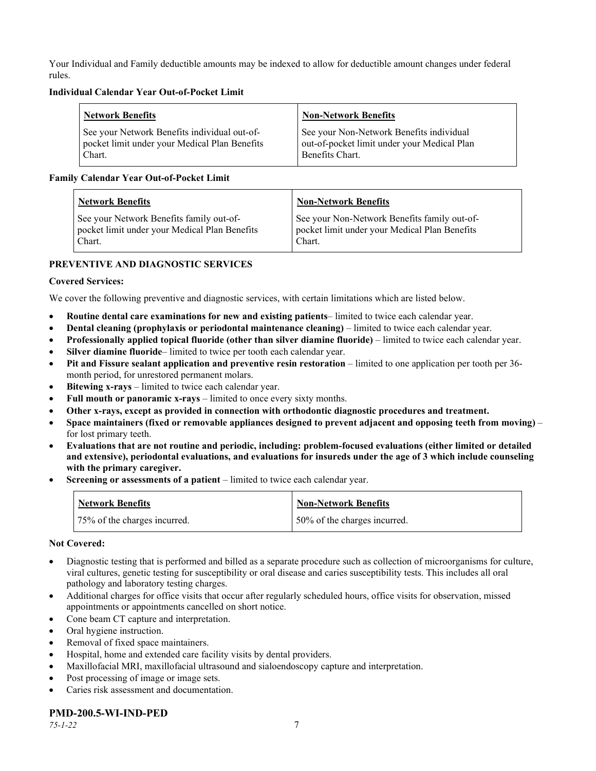Your Individual and Family deductible amounts may be indexed to allow for deductible amount changes under federal rules.

**Individual Calendar Year Out-of-Pocket Limit**

| Network Benefits | Non-Network Benefits |
|---|---|
| See your Network Benefits individual out-of-pocket limit under your Medical Plan Benefits Chart. | See your Non-Network Benefits individual out-of-pocket limit under your Medical Plan Benefits Chart. |

**Family Calendar Year Out-of-Pocket Limit**

| Network Benefits | Non-Network Benefits |
|---|---|
| See your Network Benefits family out-of-pocket limit under your Medical Plan Benefits Chart. | See your Non-Network Benefits family out-of-pocket limit under your Medical Plan Benefits Chart. |

**PREVENTIVE AND DIAGNOSTIC SERVICES**

**Covered Services:**

We cover the following preventive and diagnostic services, with certain limitations which are listed below.

- **Routine dental care examinations for new and existing patients**– limited to twice each calendar year.
- **Dental cleaning (prophylaxis or periodontal maintenance cleaning)** – limited to twice each calendar year.
- **Professionally applied topical fluoride (other than silver diamine fluoride)** – limited to twice each calendar year.
- **Silver diamine fluoride**– limited to twice per tooth each calendar year.
- **Pit and Fissure sealant application and preventive resin restoration** – limited to one application per tooth per 36-month period, for unrestored permanent molars.
- **Bitewing x-rays** – limited to twice each calendar year.
- **Full mouth or panoramic x-rays** – limited to once every sixty months.
- **Other x-rays, except as provided in connection with orthodontic diagnostic procedures and treatment.**
- **Space maintainers (fixed or removable appliances designed to prevent adjacent and opposing teeth from moving)** – for lost primary teeth.
- **Evaluations that are not routine and periodic, including: problem-focused evaluations (either limited or detailed and extensive), periodontal evaluations, and evaluations for insureds under the age of 3 which include counseling with the primary caregiver.**
- **Screening or assessments of a patient** – limited to twice each calendar year.

| Network Benefits | Non-Network Benefits |
|---|---|
| 75% of the charges incurred. | 50% of the charges incurred. |

**Not Covered:**

- Diagnostic testing that is performed and billed as a separate procedure such as collection of microorganisms for culture, viral cultures, genetic testing for susceptibility or oral disease and caries susceptibility tests. This includes all oral pathology and laboratory testing charges.
- Additional charges for office visits that occur after regularly scheduled hours, office visits for observation, missed appointments or appointments cancelled on short notice.
- Cone beam CT capture and interpretation.
- Oral hygiene instruction.
- Removal of fixed space maintainers.
- Hospital, home and extended care facility visits by dental providers.
- Maxillofacial MRI, maxillofacial ultrasound and sialoendoscopy capture and interpretation.
- Post processing of image or image sets.
- Caries risk assessment and documentation.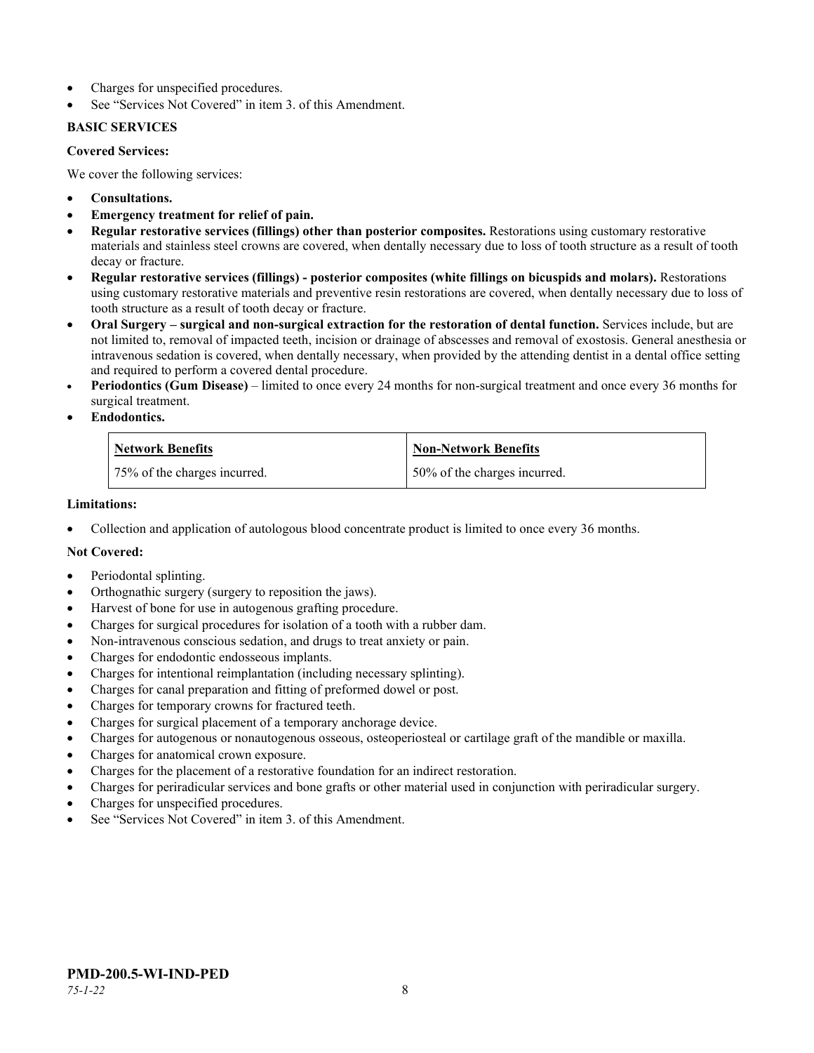- Charges for unspecified procedures.
- See "Services Not Covered" in item 3. of this Amendment.

**BASIC SERVICES**

**Covered Services:**

We cover the following services:

- **Consultations.**
- **Emergency treatment for relief of pain.**
- **Regular restorative services (fillings) other than posterior composites.** Restorations using customary restorative materials and stainless steel crowns are covered, when dentally necessary due to loss of tooth structure as a result of tooth decay or fracture.
- **Regular restorative services (fillings) - posterior composites (white fillings on bicuspids and molars).** Restorations using customary restorative materials and preventive resin restorations are covered, when dentally necessary due to loss of tooth structure as a result of tooth decay or fracture.
- **Oral Surgery – surgical and non-surgical extraction for the restoration of dental function.** Services include, but are not limited to, removal of impacted teeth, incision or drainage of abscesses and removal of exostosis. General anesthesia or intravenous sedation is covered, when dentally necessary, when provided by the attending dentist in a dental office setting and required to perform a covered dental procedure.
- **Periodontics (Gum Disease)** – limited to once every 24 months for non-surgical treatment and once every 36 months for surgical treatment.
- **Endodontics.**

| Network Benefits | Non-Network Benefits |
| --- | --- |
| 75% of the charges incurred. | 50% of the charges incurred. |

**Limitations:**

- Collection and application of autologous blood concentrate product is limited to once every 36 months.

**Not Covered:**

- Periodontal splinting.
- Orthognathic surgery (surgery to reposition the jaws).
- Harvest of bone for use in autogenous grafting procedure.
- Charges for surgical procedures for isolation of a tooth with a rubber dam.
- Non-intravenous conscious sedation, and drugs to treat anxiety or pain.
- Charges for endodontic endosseous implants.
- Charges for intentional reimplantation (including necessary splinting).
- Charges for canal preparation and fitting of preformed dowel or post.
- Charges for temporary crowns for fractured teeth.
- Charges for surgical placement of a temporary anchorage device.
- Charges for autogenous or nonautogenous osseous, osteoperiosteal or cartilage graft of the mandible or maxilla.
- Charges for anatomical crown exposure.
- Charges for the placement of a restorative foundation for an indirect restoration.
- Charges for periradicular services and bone grafts or other material used in conjunction with periradicular surgery.
- Charges for unspecified procedures.
- See "Services Not Covered" in item 3. of this Amendment.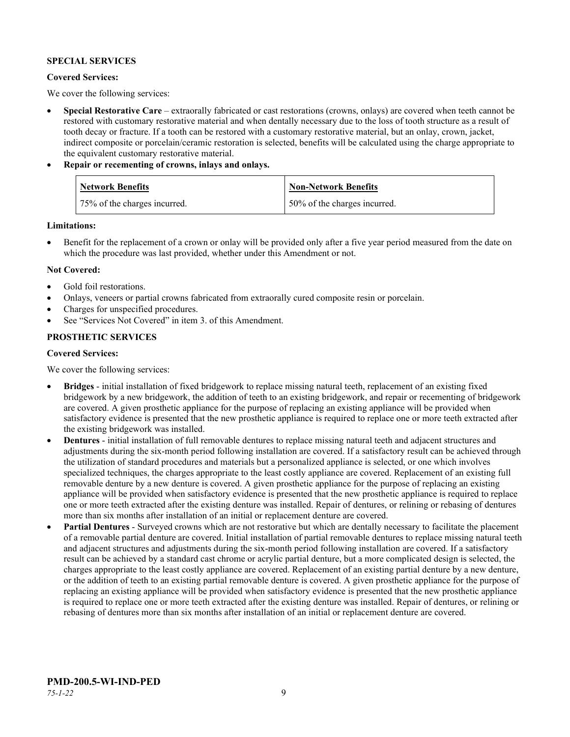**SPECIAL SERVICES**

**Covered Services:**

We cover the following services:

- **Special Restorative Care** – extraorally fabricated or cast restorations (crowns, onlays) are covered when teeth cannot be restored with customary restorative material and when dentally necessary due to the loss of tooth structure as a result of tooth decay or fracture. If a tooth can be restored with a customary restorative material, but an onlay, crown, jacket, indirect composite or porcelain/ceramic restoration is selected, benefits will be calculated using the charge appropriate to the equivalent customary restorative material.
- **Repair or recementing of crowns, inlays and onlays.**

| Network Benefits | Non-Network Benefits |
|---|---|
| 75% of the charges incurred. | 50% of the charges incurred. |

**Limitations:**

- Benefit for the replacement of a crown or onlay will be provided only after a five year period measured from the date on which the procedure was last provided, whether under this Amendment or not.

**Not Covered:**

- Gold foil restorations.
- Onlays, veneers or partial crowns fabricated from extraorally cured composite resin or porcelain.
- Charges for unspecified procedures.
- See "Services Not Covered" in item 3. of this Amendment.

**PROSTHETIC SERVICES**

**Covered Services:**

We cover the following services:

- **Bridges** - initial installation of fixed bridgework to replace missing natural teeth, replacement of an existing fixed bridgework by a new bridgework, the addition of teeth to an existing bridgework, and repair or recementing of bridgework are covered. A given prosthetic appliance for the purpose of replacing an existing appliance will be provided when satisfactory evidence is presented that the new prosthetic appliance is required to replace one or more teeth extracted after the existing bridgework was installed.
- **Dentures** - initial installation of full removable dentures to replace missing natural teeth and adjacent structures and adjustments during the six-month period following installation are covered. If a satisfactory result can be achieved through the utilization of standard procedures and materials but a personalized appliance is selected, or one which involves specialized techniques, the charges appropriate to the least costly appliance are covered. Replacement of an existing full removable denture by a new denture is covered. A given prosthetic appliance for the purpose of replacing an existing appliance will be provided when satisfactory evidence is presented that the new prosthetic appliance is required to replace one or more teeth extracted after the existing denture was installed. Repair of dentures, or relining or rebasing of dentures more than six months after installation of an initial or replacement denture are covered.
- **Partial Dentures** - Surveyed crowns which are not restorative but which are dentally necessary to facilitate the placement of a removable partial denture are covered. Initial installation of partial removable dentures to replace missing natural teeth and adjacent structures and adjustments during the six-month period following installation are covered. If a satisfactory result can be achieved by a standard cast chrome or acrylic partial denture, but a more complicated design is selected, the charges appropriate to the least costly appliance are covered. Replacement of an existing partial denture by a new denture, or the addition of teeth to an existing partial removable denture is covered. A given prosthetic appliance for the purpose of replacing an existing appliance will be provided when satisfactory evidence is presented that the new prosthetic appliance is required to replace one or more teeth extracted after the existing denture was installed. Repair of dentures, or relining or rebasing of dentures more than six months after installation of an initial or replacement denture are covered.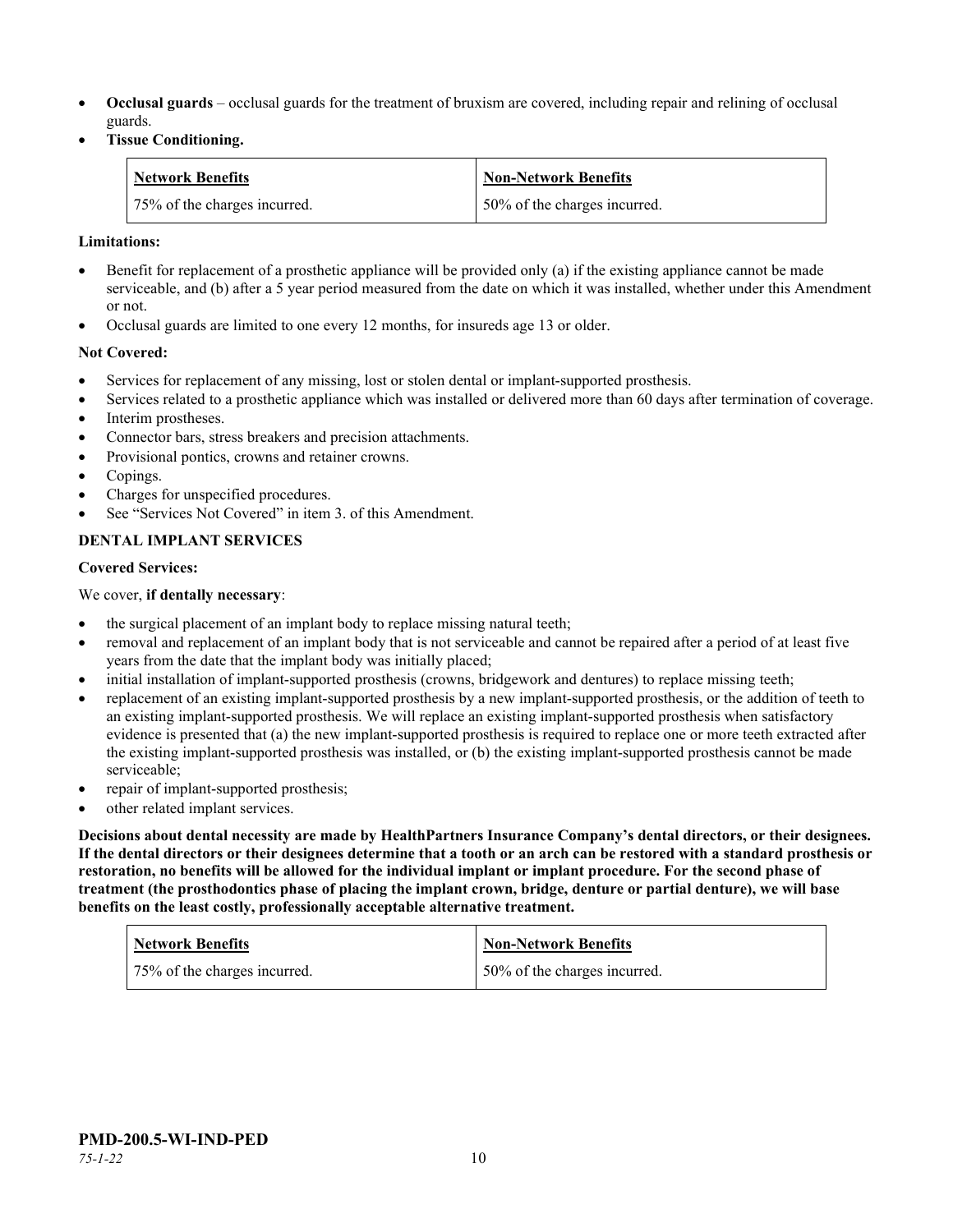- **Occlusal guards** – occlusal guards for the treatment of bruxism are covered, including repair and relining of occlusal guards.
- **Tissue Conditioning.**

| Network Benefits | Non-Network Benefits |
|---|---|
| 75% of the charges incurred. | 50% of the charges incurred. |

**Limitations:**

- Benefit for replacement of a prosthetic appliance will be provided only (a) if the existing appliance cannot be made serviceable, and (b) after a 5 year period measured from the date on which it was installed, whether under this Amendment or not.
- Occlusal guards are limited to one every 12 months, for insureds age 13 or older.

**Not Covered:**

- Services for replacement of any missing, lost or stolen dental or implant-supported prosthesis.
- Services related to a prosthetic appliance which was installed or delivered more than 60 days after termination of coverage.
- Interim prostheses.
- Connector bars, stress breakers and precision attachments.
- Provisional pontics, crowns and retainer crowns.
- Copings.
- Charges for unspecified procedures.
- See "Services Not Covered" in item 3. of this Amendment.

**DENTAL IMPLANT SERVICES**

**Covered Services:**

We cover, **if dentally necessary**:

- the surgical placement of an implant body to replace missing natural teeth;
- removal and replacement of an implant body that is not serviceable and cannot be repaired after a period of at least five years from the date that the implant body was initially placed;
- initial installation of implant-supported prosthesis (crowns, bridgework and dentures) to replace missing teeth;
- replacement of an existing implant-supported prosthesis by a new implant-supported prosthesis, or the addition of teeth to an existing implant-supported prosthesis. We will replace an existing implant-supported prosthesis when satisfactory evidence is presented that (a) the new implant-supported prosthesis is required to replace one or more teeth extracted after the existing implant-supported prosthesis was installed, or (b) the existing implant-supported prosthesis cannot be made serviceable;
- repair of implant-supported prosthesis;
- other related implant services.

**Decisions about dental necessity are made by HealthPartners Insurance Company's dental directors, or their designees. If the dental directors or their designees determine that a tooth or an arch can be restored with a standard prosthesis or restoration, no benefits will be allowed for the individual implant or implant procedure. For the second phase of treatment (the prosthodontics phase of placing the implant crown, bridge, denture or partial denture), we will base benefits on the least costly, professionally acceptable alternative treatment.**

| Network Benefits | Non-Network Benefits |
|---|---|
| 75% of the charges incurred. | 50% of the charges incurred. |

**PMD-200.5-WI-IND-PED**

*75-1-22*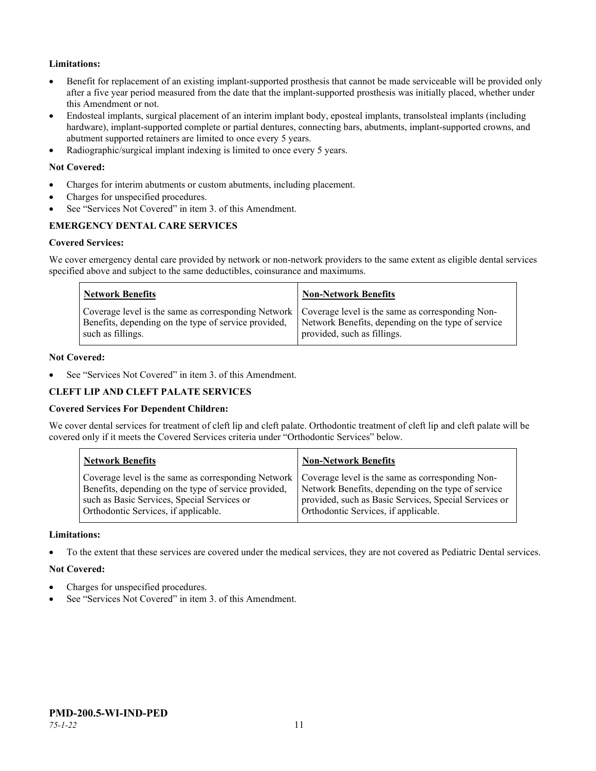**Limitations:**

- Benefit for replacement of an existing implant-supported prosthesis that cannot be made serviceable will be provided only after a five year period measured from the date that the implant-supported prosthesis was initially placed, whether under this Amendment or not.
- Endosteal implants, surgical placement of an interim implant body, eposteal implants, transolsteal implants (including hardware), implant-supported complete or partial dentures, connecting bars, abutments, implant-supported crowns, and abutment supported retainers are limited to once every 5 years.
- Radiographic/surgical implant indexing is limited to once every 5 years.

**Not Covered:**

- Charges for interim abutments or custom abutments, including placement.
- Charges for unspecified procedures.
- See "Services Not Covered" in item 3. of this Amendment.

**EMERGENCY DENTAL CARE SERVICES**

**Covered Services:**

We cover emergency dental care provided by network or non-network providers to the same extent as eligible dental services specified above and subject to the same deductibles, coinsurance and maximums.

| Network Benefits | Non-Network Benefits |
|---|---|
| Coverage level is the same as corresponding Network Benefits, depending on the type of service provided, such as fillings. | Coverage level is the same as corresponding Non-Network Benefits, depending on the type of service provided, such as fillings. |

**Not Covered:**

- See "Services Not Covered" in item 3. of this Amendment.

**CLEFT LIP AND CLEFT PALATE SERVICES**

**Covered Services For Dependent Children:**

We cover dental services for treatment of cleft lip and cleft palate. Orthodontic treatment of cleft lip and cleft palate will be covered only if it meets the Covered Services criteria under "Orthodontic Services" below.

| Network Benefits | Non-Network Benefits |
|---|---|
| Coverage level is the same as corresponding Network Benefits, depending on the type of service provided, such as Basic Services, Special Services or Orthodontic Services, if applicable. | Coverage level is the same as corresponding Non-Network Benefits, depending on the type of service provided, such as Basic Services, Special Services or Orthodontic Services, if applicable. |

**Limitations:**

- To the extent that these services are covered under the medical services, they are not covered as Pediatric Dental services.

**Not Covered:**

- Charges for unspecified procedures.
- See "Services Not Covered" in item 3. of this Amendment.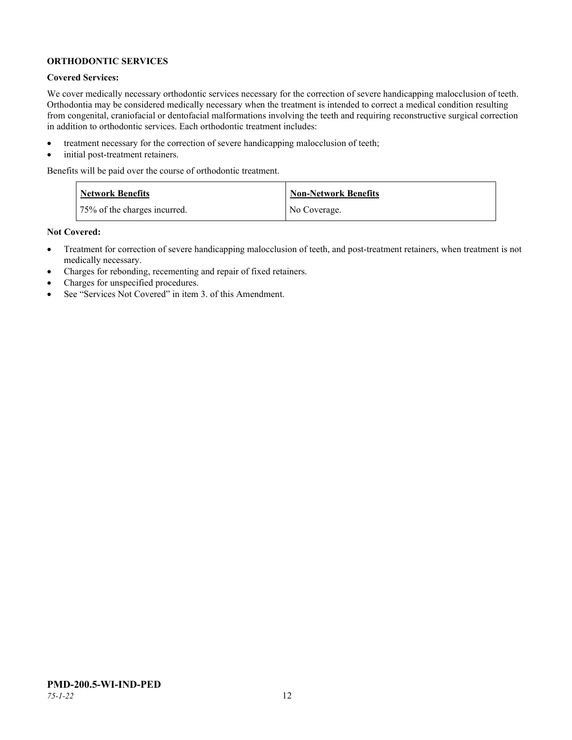**ORTHODONTIC SERVICES**

**Covered Services:**

We cover medically necessary orthodontic services necessary for the correction of severe handicapping malocclusion of teeth. Orthodontia may be considered medically necessary when the treatment is intended to correct a medical condition resulting from congenital, craniofacial or dentofacial malformations involving the teeth and requiring reconstructive surgical correction in addition to orthodontic services. Each orthodontic treatment includes:

- treatment necessary for the correction of severe handicapping malocclusion of teeth;
- initial post-treatment retainers.

Benefits will be paid over the course of orthodontic treatment.

| Network Benefits | Non-Network Benefits |
|---|---|
| 75% of the charges incurred. | No Coverage. |

**Not Covered:**

- Treatment for correction of severe handicapping malocclusion of teeth, and post-treatment retainers, when treatment is not medically necessary.
- Charges for rebonding, recementing and repair of fixed retainers.
- Charges for unspecified procedures.
- See "Services Not Covered" in item 3. of this Amendment.

**PMD-200.5-WI-IND-PED**

*75-1-22*